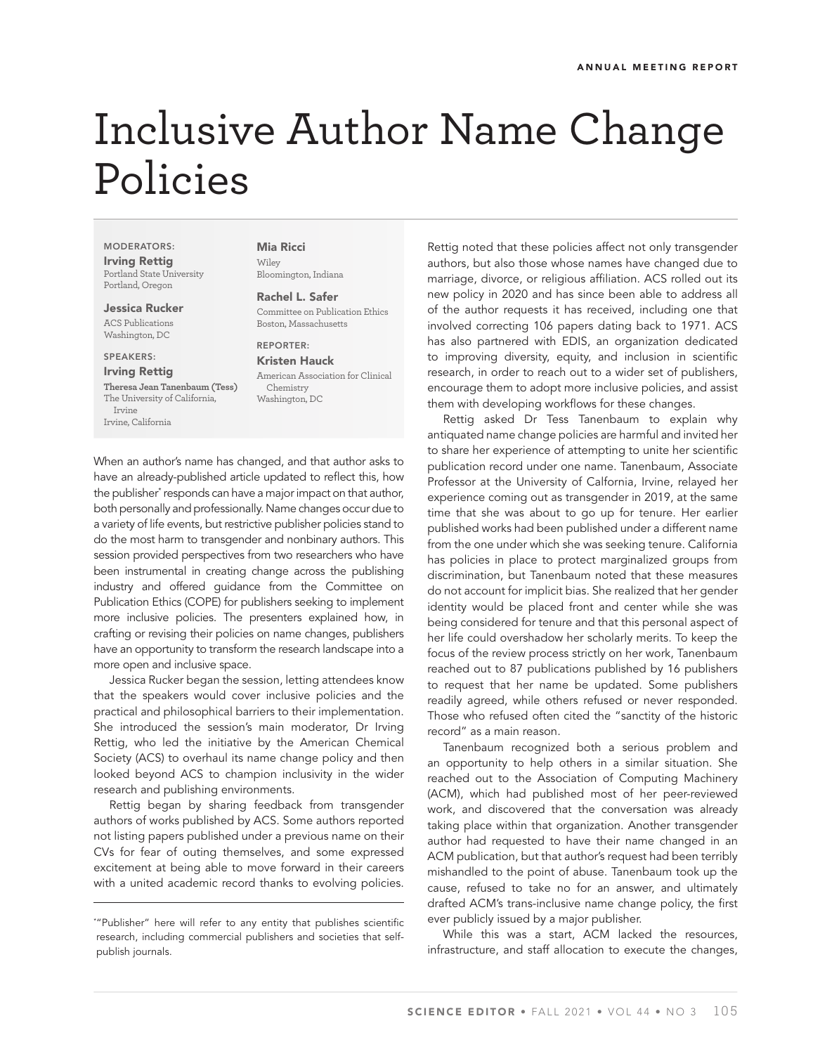# Inclusive Author Name Change Policies

**MODERATORS:**

**Irving Rettig**
Portland State University
Portland, Oregon

**Jessica Rucker**
ACS Publications
Washington, DC

**SPEAKERS:**

**Irving Rettig**

**Theresa Jean Tanenbaum (Tess)**
The University of California, Irvine
Irvine, California

**Mia Ricci**
Wiley
Bloomington, Indiana

**Rachel L. Safer**
Committee on Publication Ethics
Boston, Massachusetts

**REPORTER:**

**Kristen Hauck**
American Association for Clinical Chemistry
Washington, DC

When an author's name has changed, and that author asks to have an already-published article updated to reflect this, how the publisher* responds can have a major impact on that author, both personally and professionally. Name changes occur due to a variety of life events, but restrictive publisher policies stand to do the most harm to transgender and nonbinary authors. This session provided perspectives from two researchers who have been instrumental in creating change across the publishing industry and offered guidance from the Committee on Publication Ethics (COPE) for publishers seeking to implement more inclusive policies. The presenters explained how, in crafting or revising their policies on name changes, publishers have an opportunity to transform the research landscape into a more open and inclusive space.

Jessica Rucker began the session, letting attendees know that the speakers would cover inclusive policies and the practical and philosophical barriers to their implementation. She introduced the session's main moderator, Dr Irving Rettig, who led the initiative by the American Chemical Society (ACS) to overhaul its name change policy and then looked beyond ACS to champion inclusivity in the wider research and publishing environments.

Rettig began by sharing feedback from transgender authors of works published by ACS. Some authors reported not listing papers published under a previous name on their CVs for fear of outing themselves, and some expressed excitement at being able to move forward in their careers with a united academic record thanks to evolving policies. Rettig noted that these policies affect not only transgender authors, but also those whose names have changed due to marriage, divorce, or religious affiliation. ACS rolled out its new policy in 2020 and has since been able to address all of the author requests it has received, including one that involved correcting 106 papers dating back to 1971. ACS has also partnered with EDIS, an organization dedicated to improving diversity, equity, and inclusion in scientific research, in order to reach out to a wider set of publishers, encourage them to adopt more inclusive policies, and assist them with developing workflows for these changes.

Rettig asked Dr Tess Tanenbaum to explain why antiquated name change policies are harmful and invited her to share her experience of attempting to unite her scientific publication record under one name. Tanenbaum, Associate Professor at the University of Calfornia, Irvine, relayed her experience coming out as transgender in 2019, at the same time that she was about to go up for tenure. Her earlier published works had been published under a different name from the one under which she was seeking tenure. California has policies in place to protect marginalized groups from discrimination, but Tanenbaum noted that these measures do not account for implicit bias. She realized that her gender identity would be placed front and center while she was being considered for tenure and that this personal aspect of her life could overshadow her scholarly merits. To keep the focus of the review process strictly on her work, Tanenbaum reached out to 87 publications published by 16 publishers to request that her name be updated. Some publishers readily agreed, while others refused or never responded. Those who refused often cited the "sanctity of the historic record" as a main reason.

Tanenbaum recognized both a serious problem and an opportunity to help others in a similar situation. She reached out to the Association of Computing Machinery (ACM), which had published most of her peer-reviewed work, and discovered that the conversation was already taking place within that organization. Another transgender author had requested to have their name changed in an ACM publication, but that author's request had been terribly mishandled to the point of abuse. Tanenbaum took up the cause, refused to take no for an answer, and ultimately drafted ACM's trans-inclusive name change policy, the first ever publicly issued by a major publisher.

While this was a start, ACM lacked the resources, infrastructure, and staff allocation to execute the changes,

*"Publisher" here will refer to any entity that publishes scientific research, including commercial publishers and societies that self-publish journals.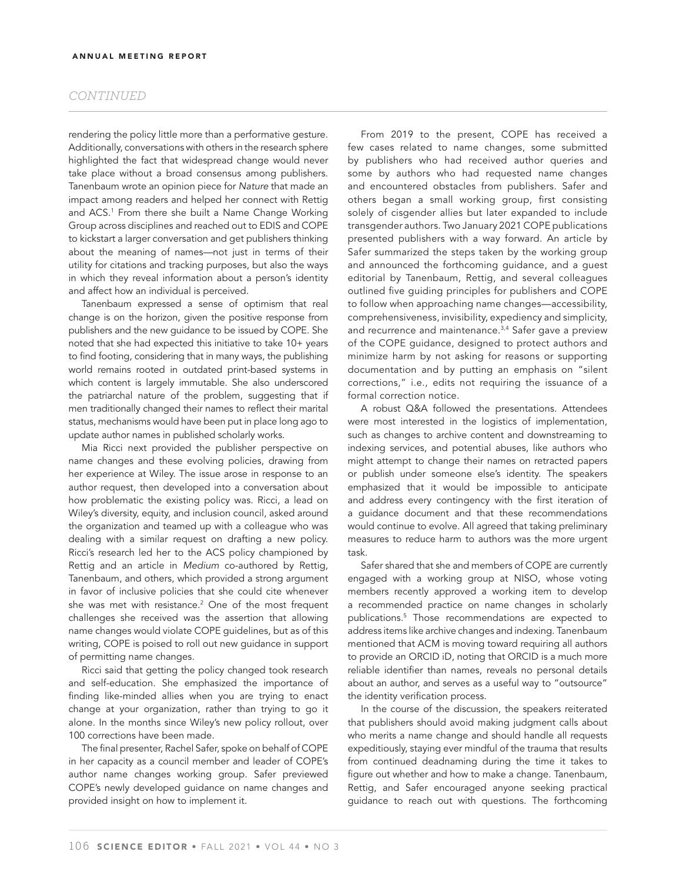rendering the policy little more than a performative gesture. Additionally, conversations with others in the research sphere highlighted the fact that widespread change would never take place without a broad consensus among publishers. Tanenbaum wrote an opinion piece for *Nature* that made an impact among readers and helped her connect with Rettig and ACS.[1] From there she built a Name Change Working Group across disciplines and reached out to EDIS and COPE to kickstart a larger conversation and get publishers thinking about the meaning of names—not just in terms of their utility for citations and tracking purposes, but also the ways in which they reveal information about a person's identity and affect how an individual is perceived.

Tanenbaum expressed a sense of optimism that real change is on the horizon, given the positive response from publishers and the new guidance to be issued by COPE. She noted that she had expected this initiative to take 10+ years to find footing, considering that in many ways, the publishing world remains rooted in outdated print-based systems in which content is largely immutable. She also underscored the patriarchal nature of the problem, suggesting that if men traditionally changed their names to reflect their marital status, mechanisms would have been put in place long ago to update author names in published scholarly works.

Mia Ricci next provided the publisher perspective on name changes and these evolving policies, drawing from her experience at Wiley. The issue arose in response to an author request, then developed into a conversation about how problematic the existing policy was. Ricci, a lead on Wiley's diversity, equity, and inclusion council, asked around the organization and teamed up with a colleague who was dealing with a similar request on drafting a new policy. Ricci's research led her to the ACS policy championed by Rettig and an article in *Medium* co-authored by Rettig, Tanenbaum, and others, which provided a strong argument in favor of inclusive policies that she could cite whenever she was met with resistance.[2] One of the most frequent challenges she received was the assertion that allowing name changes would violate COPE guidelines, but as of this writing, COPE is poised to roll out new guidance in support of permitting name changes.

Ricci said that getting the policy changed took research and self-education. She emphasized the importance of finding like-minded allies when you are trying to enact change at your organization, rather than trying to go it alone. In the months since Wiley's new policy rollout, over 100 corrections have been made.

The final presenter, Rachel Safer, spoke on behalf of COPE in her capacity as a council member and leader of COPE's author name changes working group. Safer previewed COPE's newly developed guidance on name changes and provided insight on how to implement it.

From 2019 to the present, COPE has received a few cases related to name changes, some submitted by publishers who had received author queries and some by authors who had requested name changes and encountered obstacles from publishers. Safer and others began a small working group, first consisting solely of cisgender allies but later expanded to include transgender authors. Two January 2021 COPE publications presented publishers with a way forward. An article by Safer summarized the steps taken by the working group and announced the forthcoming guidance, and a guest editorial by Tanenbaum, Rettig, and several colleagues outlined five guiding principles for publishers and COPE to follow when approaching name changes—accessibility, comprehensiveness, invisibility, expediency and simplicity, and recurrence and maintenance.[3,4] Safer gave a preview of the COPE guidance, designed to protect authors and minimize harm by not asking for reasons or supporting documentation and by putting an emphasis on "silent corrections," i.e., edits not requiring the issuance of a formal correction notice.

A robust Q&A followed the presentations. Attendees were most interested in the logistics of implementation, such as changes to archive content and downstreaming to indexing services, and potential abuses, like authors who might attempt to change their names on retracted papers or publish under someone else's identity. The speakers emphasized that it would be impossible to anticipate and address every contingency with the first iteration of a guidance document and that these recommendations would continue to evolve. All agreed that taking preliminary measures to reduce harm to authors was the more urgent task.

Safer shared that she and members of COPE are currently engaged with a working group at NISO, whose voting members recently approved a working item to develop a recommended practice on name changes in scholarly publications.[5] Those recommendations are expected to address items like archive changes and indexing. Tanenbaum mentioned that ACM is moving toward requiring all authors to provide an ORCID iD, noting that ORCID is a much more reliable identifier than names, reveals no personal details about an author, and serves as a useful way to "outsource" the identity verification process.

In the course of the discussion, the speakers reiterated that publishers should avoid making judgment calls about who merits a name change and should handle all requests expeditiously, staying ever mindful of the trauma that results from continued deadnaming during the time it takes to figure out whether and how to make a change. Tanenbaum, Rettig, and Safer encouraged anyone seeking practical guidance to reach out with questions. The forthcoming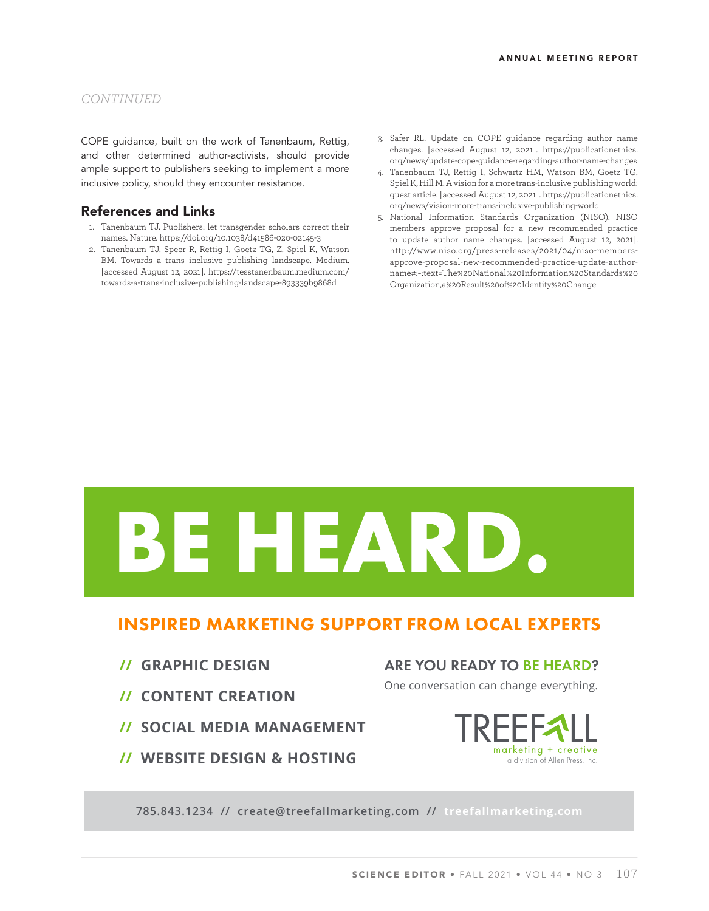*CONTINUED*

COPE guidance, built on the work of Tanenbaum, Rettig, and other determined author-activists, should provide ample support to publishers seeking to implement a more inclusive policy, should they encounter resistance.

## References and Links

1. Tanenbaum TJ. Publishers: let transgender scholars correct their names. Nature. https://doi.org/10.1038/d41586-020-02145-3
2. Tanenbaum TJ, Speer R, Rettig I, Goetz TG, Z, Spiel K, Watson BM. Towards a trans inclusive publishing landscape. Medium. [accessed August 12, 2021]. https://tesstanenbaum.medium.com/towards-a-trans-inclusive-publishing-landscape-893339b9868d
3. Safer RL. Update on COPE guidance regarding author name changes. [accessed August 12, 2021]. https://publicationethics.org/news/update-cope-guidance-regarding-author-name-changes
4. Tanenbaum TJ, Rettig I, Schwartz HM, Watson BM, Goetz TG, Spiel K, Hill M. A vision for a more trans-inclusive publishing world: guest article. [accessed August 12, 2021]. https://publicationethics.org/news/vision-more-trans-inclusive-publishing-world
5. National Information Standards Organization (NISO). NISO members approve proposal for a new recommended practice to update author name changes. [accessed August 12, 2021]. http://www.niso.org/press-releases/2021/04/niso-members-approve-proposal-new-recommended-practice-update-author-name#:~:text=The%20National%20Information%20Standards%20Organization,a%20Result%20of%20Identity%20Change

# BE HEARD.

## INSPIRED MARKETING SUPPORT FROM LOCAL EXPERTS

- // GRAPHIC DESIGN
- // CONTENT CREATION
- // SOCIAL MEDIA MANAGEMENT
- // WEBSITE DESIGN & HOSTING

**ARE YOU READY TO BE HEARD?**

One conversation can change everything.

TREEFALL
marketing + creative
a division of Allen Press, Inc.

785.843.1234 // create@treefallmarketing.com // treefallmarketing.com